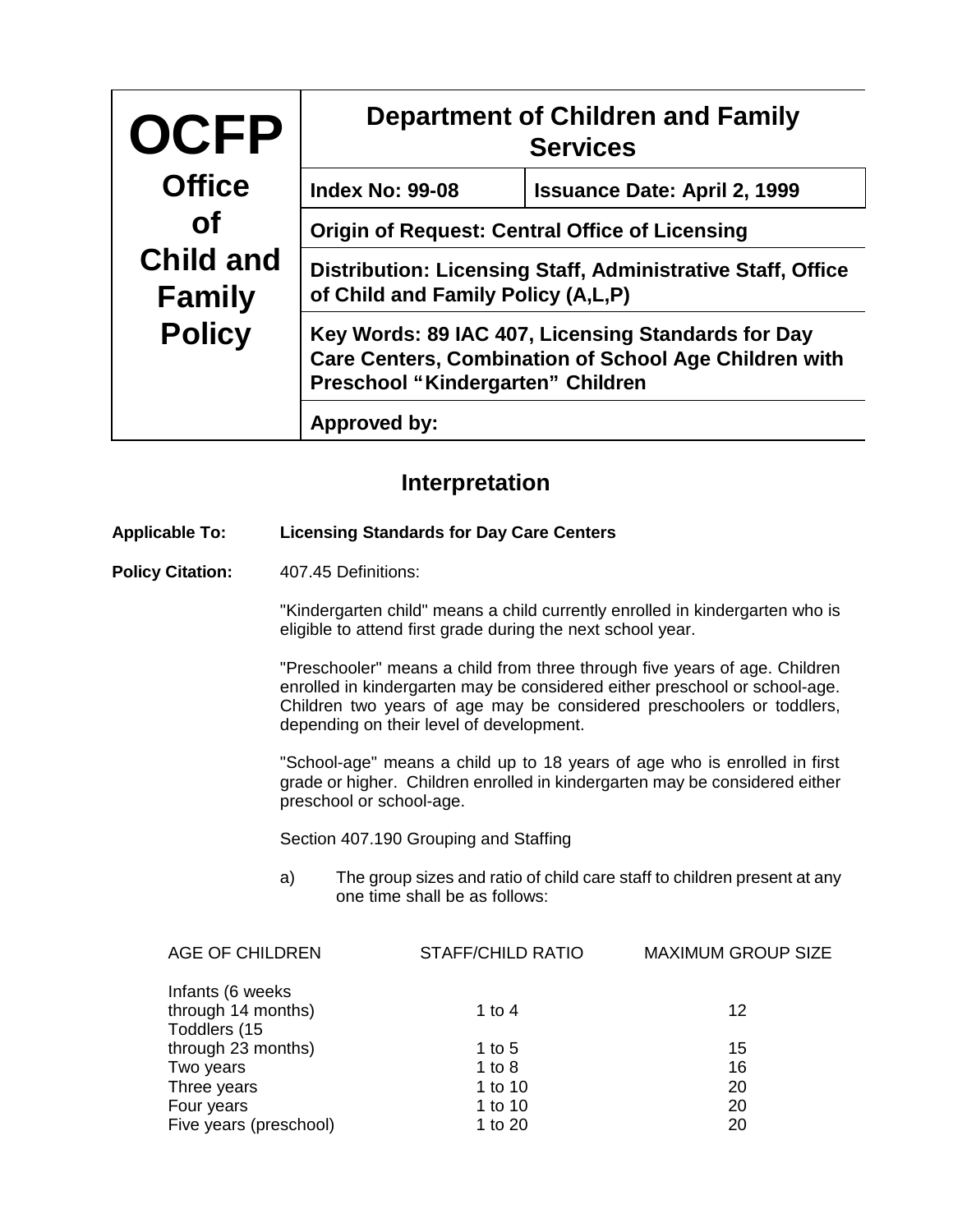| OCFP Office of Child and Family Policy | Department of Children and Family Services | |
|---|---|---|
| | **Index No: 99-08** | **Issuance Date: April 2, 1999** |
| | **Origin of Request: Central Office of Licensing** | |
| | **Distribution: Licensing Staff, Administrative Staff, Office of Child and Family Policy (A,L,P)** | |
| | **Key Words: 89 IAC 407, Licensing Standards for Day Care Centers, Combination of School Age Children with Preschool "Kindergarten" Children** | |
| | **Approved by:** | |

## Interpretation

**Applicable To:** **Licensing Standards for Day Care Centers**

**Policy Citation:** 407.45 Definitions:

"Kindergarten child" means a child currently enrolled in kindergarten who is eligible to attend first grade during the next school year.

"Preschooler" means a child from three through five years of age. Children enrolled in kindergarten may be considered either preschool or school-age. Children two years of age may be considered preschoolers or toddlers, depending on their level of development.

"School-age" means a child up to 18 years of age who is enrolled in first grade or higher. Children enrolled in kindergarten may be considered either preschool or school-age.

Section 407.190 Grouping and Staffing

a) The group sizes and ratio of child care staff to children present at any one time shall be as follows:

| AGE OF CHILDREN | STAFF/CHILD RATIO | MAXIMUM GROUP SIZE |
|---|---|---|
| Infants (6 weeks through 14 months) | 1 to 4 | 12 |
| Toddlers (15 through 23 months) | 1 to 5 | 15 |
| Two years | 1 to 8 | 16 |
| Three years | 1 to 10 | 20 |
| Four years | 1 to 10 | 20 |
| Five years (preschool) | 1 to 20 | 20 |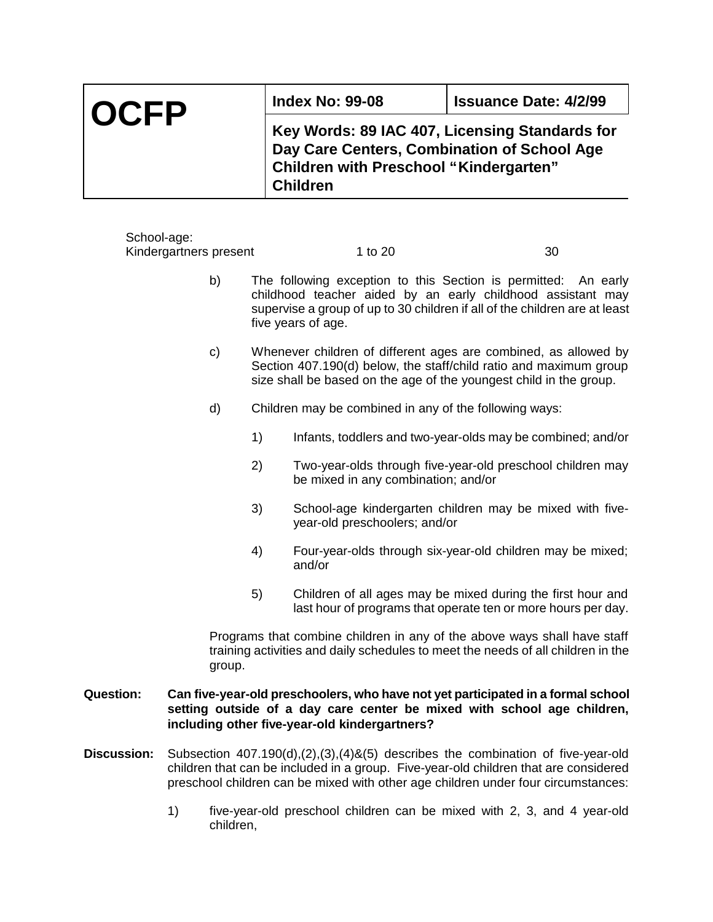| OCFP | Index No: 99-08 | Issuance Date: 4/2/99 |
|---|---|---|
| | Key Words: 89 IAC 407, Licensing Standards for Day Care Centers, Combination of School Age Children with Preschool "Kindergarten" Children | |

| | | |
|---|---|---|
| School-age: Kindergartners present | 1 to 20 | 30 |

b) The following exception to this Section is permitted: An early childhood teacher aided by an early childhood assistant may supervise a group of up to 30 children if all of the children are at least five years of age.

c) Whenever children of different ages are combined, as allowed by Section 407.190(d) below, the staff/child ratio and maximum group size shall be based on the age of the youngest child in the group.

d) Children may be combined in any of the following ways:

1) Infants, toddlers and two-year-olds may be combined; and/or

2) Two-year-olds through five-year-old preschool children may be mixed in any combination; and/or

3) School-age kindergarten children may be mixed with five-year-old preschoolers; and/or

4) Four-year-olds through six-year-old children may be mixed; and/or

5) Children of all ages may be mixed during the first hour and last hour of programs that operate ten or more hours per day.

Programs that combine children in any of the above ways shall have staff training activities and daily schedules to meet the needs of all children in the group.

**Question:** **Can five-year-old preschoolers, who have not yet participated in a formal school setting outside of a day care center be mixed with school age children, including other five-year-old kindergartners?**

**Discussion:** Subsection 407.190(d),(2),(3),(4)&(5) describes the combination of five-year-old children that can be included in a group. Five-year-old children that are considered preschool children can be mixed with other age children under four circumstances:

1) five-year-old preschool children can be mixed with 2, 3, and 4 year-old children,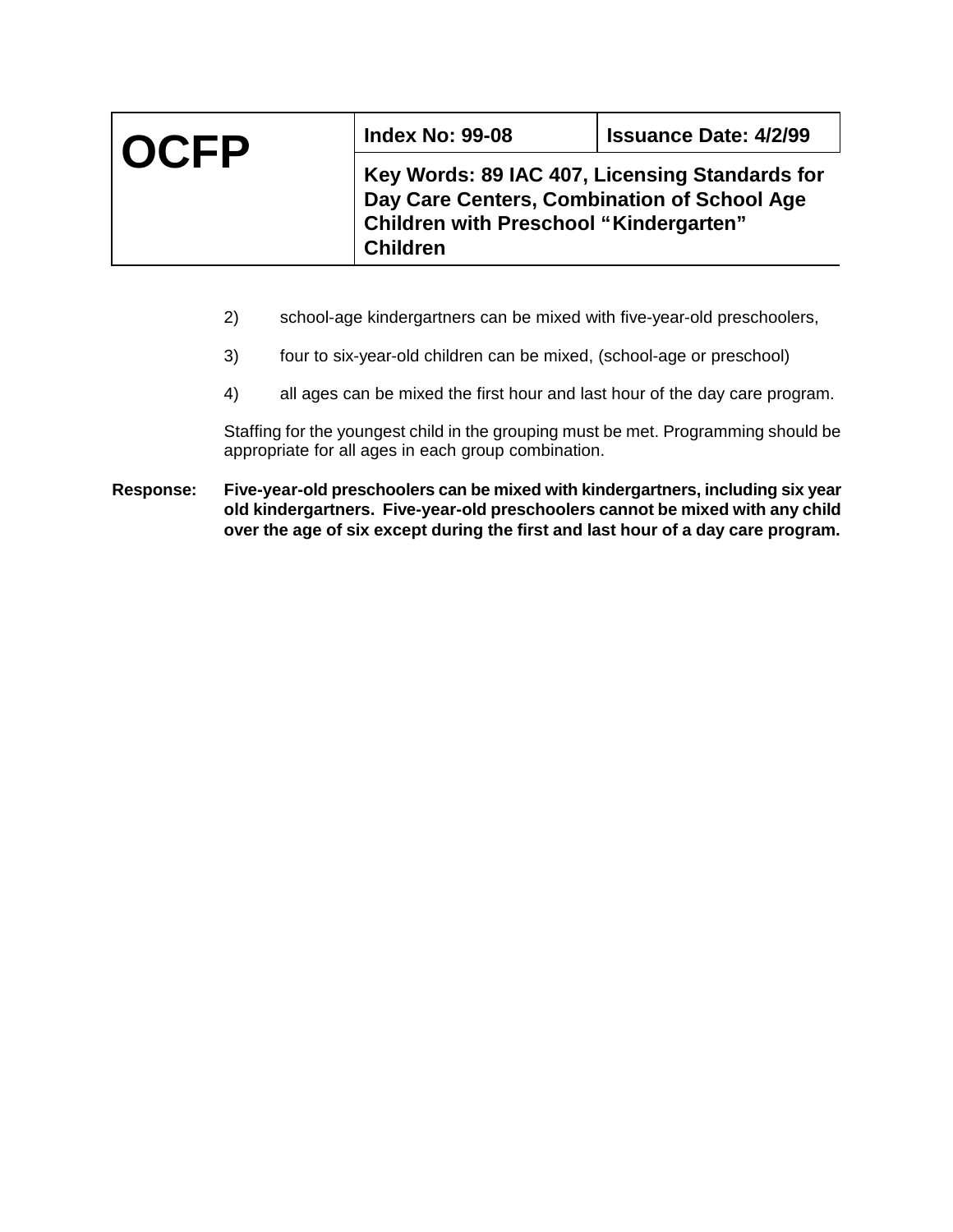| **OCFP** | **Index No: 99-08** | **Issuance Date: 4/2/99** |
|---|---|---|
| | **Key Words: 89 IAC 407, Licensing Standards for Day Care Centers, Combination of School Age Children with Preschool "Kindergarten" Children** | |

2) school-age kindergartners can be mixed with five-year-old preschoolers,

3) four to six-year-old children can be mixed, (school-age or preschool)

4) all ages can be mixed the first hour and last hour of the day care program.

Staffing for the youngest child in the grouping must be met. Programming should be appropriate for all ages in each group combination.

**Response:** **Five-year-old preschoolers can be mixed with kindergartners, including six year old kindergartners. Five-year-old preschoolers cannot be mixed with any child over the age of six except during the first and last hour of a day care program.**